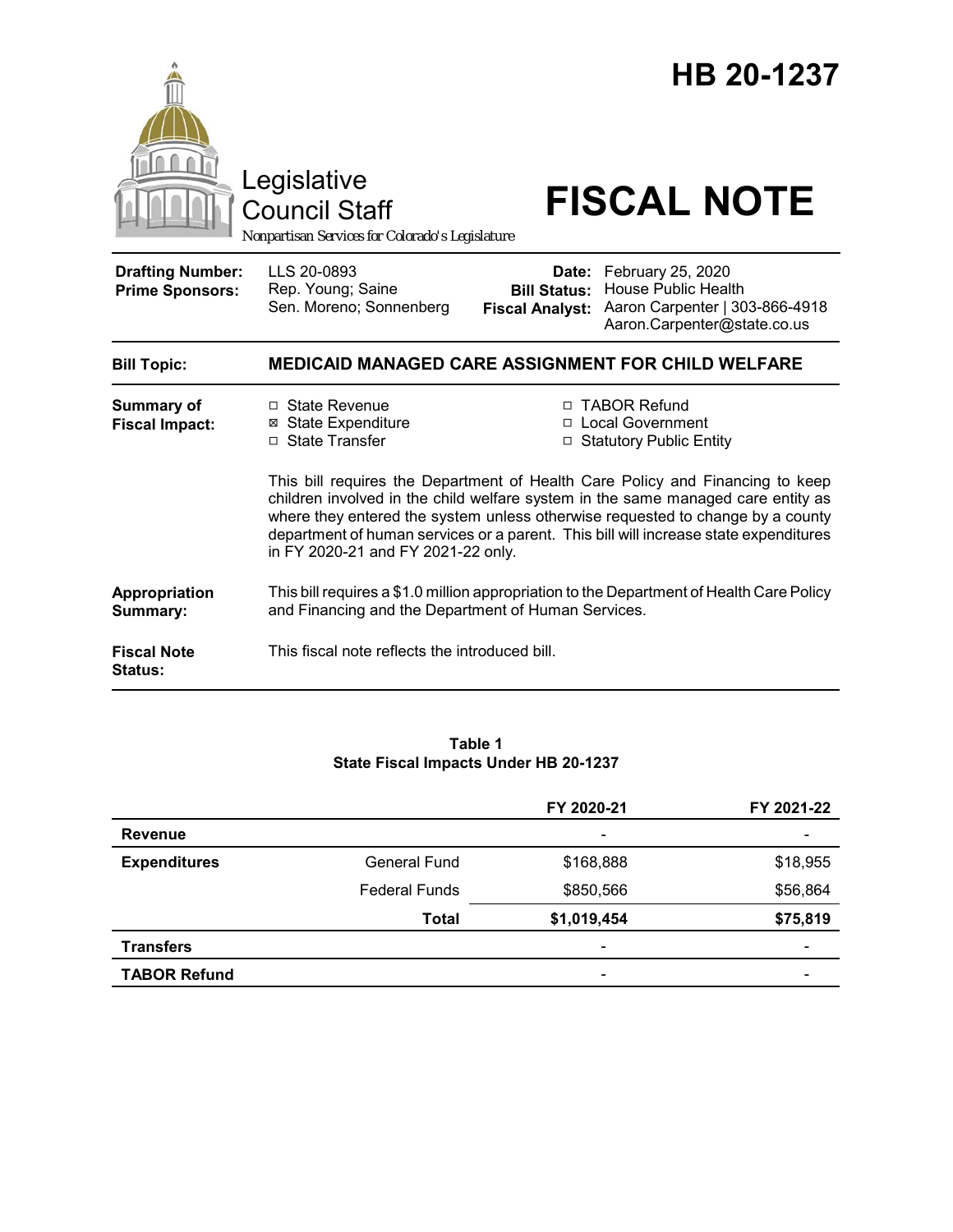# HB 20-1237

Legislative Council Staff

*Nonpartisan Services for Colorado's Legislature*

# FISCAL NOTE

| | | | |
|---|---|---|---|
| **Drafting Number:** | LLS 20-0893 | **Date:** | February 25, 2020 |
| **Prime Sponsors:** | Rep. Young; Saine<br>Sen. Moreno; Sonnenberg | **Bill Status:** | House Public Health |
| | | **Fiscal Analyst:** | Aaron Carpenter \| 303-866-4918<br>Aaron.Carpenter@state.co.us |

| | |
|---|---|
| **Bill Topic:** | **MEDICAID MANAGED CARE ASSIGNMENT FOR CHILD WELFARE** |
| **Summary of Fiscal Impact:** | ☐ State Revenue<br>☒ State Expenditure<br>☐ State Transfer<br>☐ TABOR Refund<br>☐ Local Government<br>☐ Statutory Public Entity<br><br>This bill requires the Department of Health Care Policy and Financing to keep children involved in the child welfare system in the same managed care entity as where they entered the system unless otherwise requested to change by a county department of human services or a parent. This bill will increase state expenditures in FY 2020-21 and FY 2021-22 only. |
| **Appropriation Summary:** | This bill requires a $1.0 million appropriation to the Department of Health Care Policy and Financing and the Department of Human Services. |
| **Fiscal Note Status:** | This fiscal note reflects the introduced bill. |

**Table 1**
**State Fiscal Impacts Under HB 20-1237**

| | | FY 2020-21 | FY 2021-22 |
|---|---|---|---|
| **Revenue** | | - | - |
| **Expenditures** | General Fund | $168,888 | $18,955 |
| | Federal Funds | $850,566 | $56,864 |
| | **Total** | **$1,019,454** | **$75,819** |
| **Transfers** | | - | - |
| **TABOR Refund** | | - | - |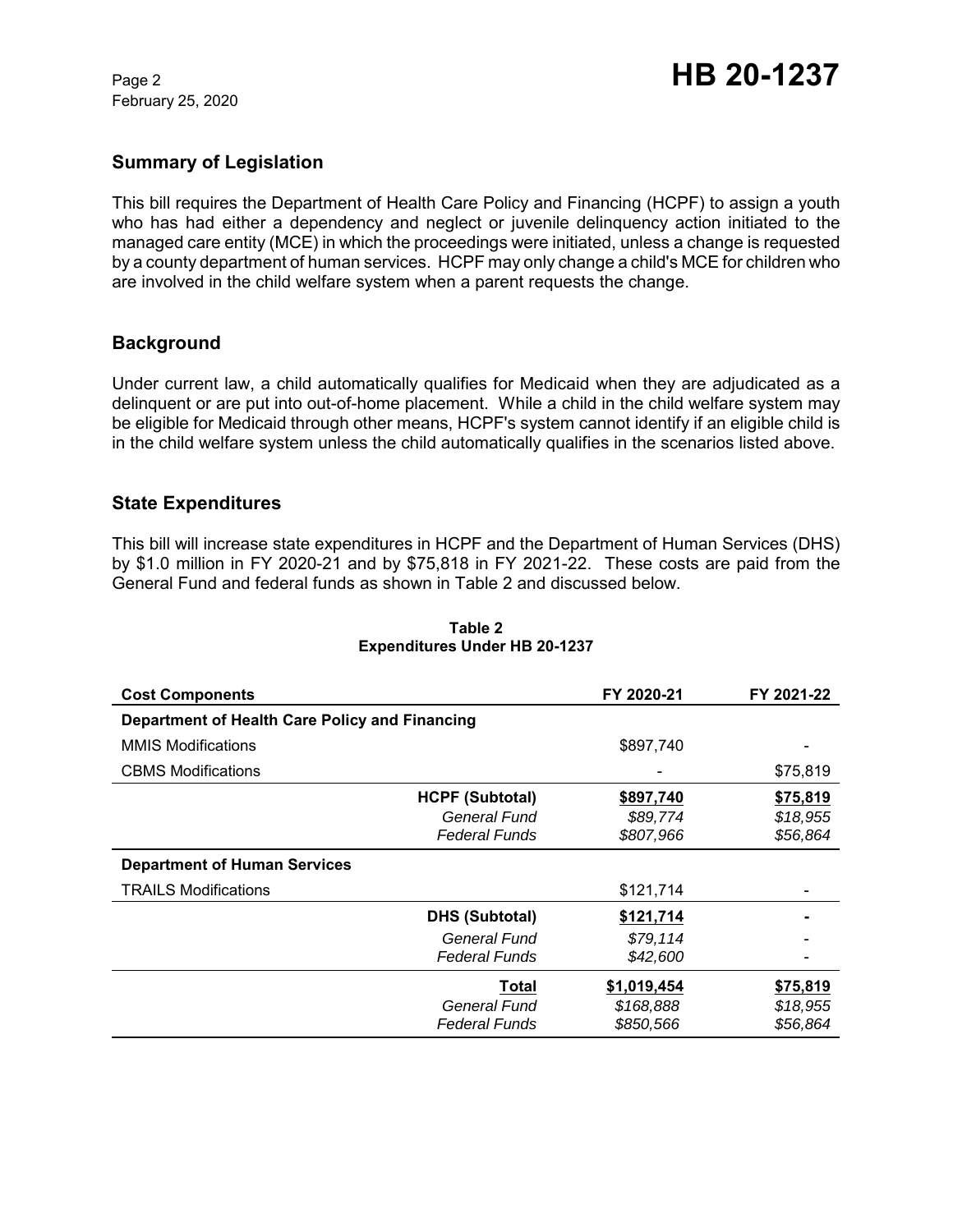## Summary of Legislation

This bill requires the Department of Health Care Policy and Financing (HCPF) to assign a youth who has had either a dependency and neglect or juvenile delinquency action initiated to the managed care entity (MCE) in which the proceedings were initiated, unless a change is requested by a county department of human services. HCPF may only change a child's MCE for children who are involved in the child welfare system when a parent requests the change.

## Background

Under current law, a child automatically qualifies for Medicaid when they are adjudicated as a delinquent or are put into out-of-home placement. While a child in the child welfare system may be eligible for Medicaid through other means, HCPF's system cannot identify if an eligible child is in the child welfare system unless the child automatically qualifies in the scenarios listed above.

## State Expenditures

This bill will increase state expenditures in HCPF and the Department of Human Services (DHS) by $1.0 million in FY 2020-21 and by $75,818 in FY 2021-22. These costs are paid from the General Fund and federal funds as shown in Table 2 and discussed below.

**Table 2**
**Expenditures Under HB 20-1237**

| Cost Components | FY 2020-21 | FY 2021-22 |
|---|---|---|
| **Department of Health Care Policy and Financing** | | |
| MMIS Modifications | $897,740 | - |
| CBMS Modifications | - | $75,819 |
| **HCPF (Subtotal)** | **$897,740** | **$75,819** |
| *General Fund* | *$89,774* | *$18,955* |
| *Federal Funds* | *$807,966* | *$56,864* |
| **Department of Human Services** | | |
| TRAILS Modifications | $121,714 | - |
| **DHS (Subtotal)** | **$121,714** | **-** |
| *General Fund* | *$79,114* | - |
| *Federal Funds* | *$42,600* | - |
| **Total** | **$1,019,454** | **$75,819** |
| *General Fund* | *$168,888* | *$18,955* |
| *Federal Funds* | *$850,566* | *$56,864* |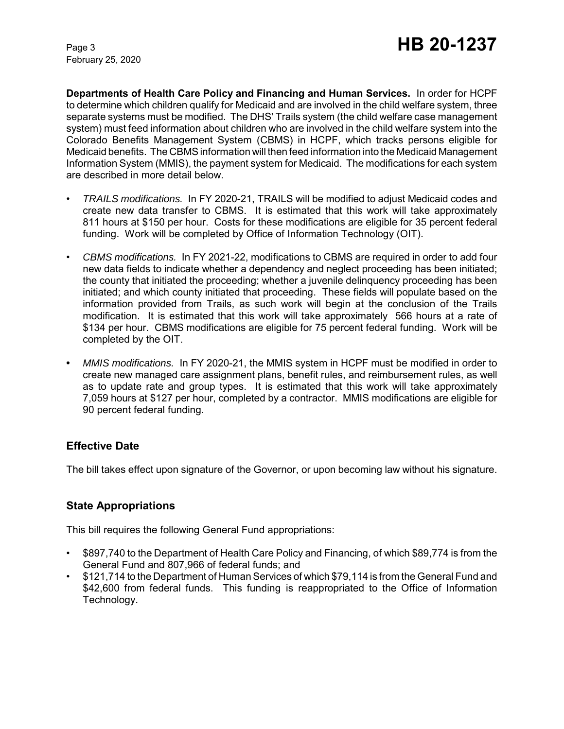**Departments of Health Care Policy and Financing and Human Services.** In order for HCPF to determine which children qualify for Medicaid and are involved in the child welfare system, three separate systems must be modified. The DHS' Trails system (the child welfare case management system) must feed information about children who are involved in the child welfare system into the Colorado Benefits Management System (CBMS) in HCPF, which tracks persons eligible for Medicaid benefits. The CBMS information will then feed information into the Medicaid Management Information System (MMIS), the payment system for Medicaid. The modifications for each system are described in more detail below.

- *TRAILS modifications.* In FY 2020-21, TRAILS will be modified to adjust Medicaid codes and create new data transfer to CBMS. It is estimated that this work will take approximately 811 hours at $150 per hour. Costs for these modifications are eligible for 35 percent federal funding. Work will be completed by Office of Information Technology (OIT).
- *CBMS modifications.* In FY 2021-22, modifications to CBMS are required in order to add four new data fields to indicate whether a dependency and neglect proceeding has been initiated; the county that initiated the proceeding; whether a juvenile delinquency proceeding has been initiated; and which county initiated that proceeding. These fields will populate based on the information provided from Trails, as such work will begin at the conclusion of the Trails modification. It is estimated that this work will take approximately 566 hours at a rate of $134 per hour. CBMS modifications are eligible for 75 percent federal funding. Work will be completed by the OIT.
- *MMIS modifications.* In FY 2020-21, the MMIS system in HCPF must be modified in order to create new managed care assignment plans, benefit rules, and reimbursement rules, as well as to update rate and group types. It is estimated that this work will take approximately 7,059 hours at $127 per hour, completed by a contractor. MMIS modifications are eligible for 90 percent federal funding.

## Effective Date

The bill takes effect upon signature of the Governor, or upon becoming law without his signature.

## State Appropriations

This bill requires the following General Fund appropriations:

- $897,740 to the Department of Health Care Policy and Financing, of which $89,774 is from the General Fund and 807,966 of federal funds; and
- $121,714 to the Department of Human Services of which $79,114 is from the General Fund and $42,600 from federal funds. This funding is reappropriated to the Office of Information Technology.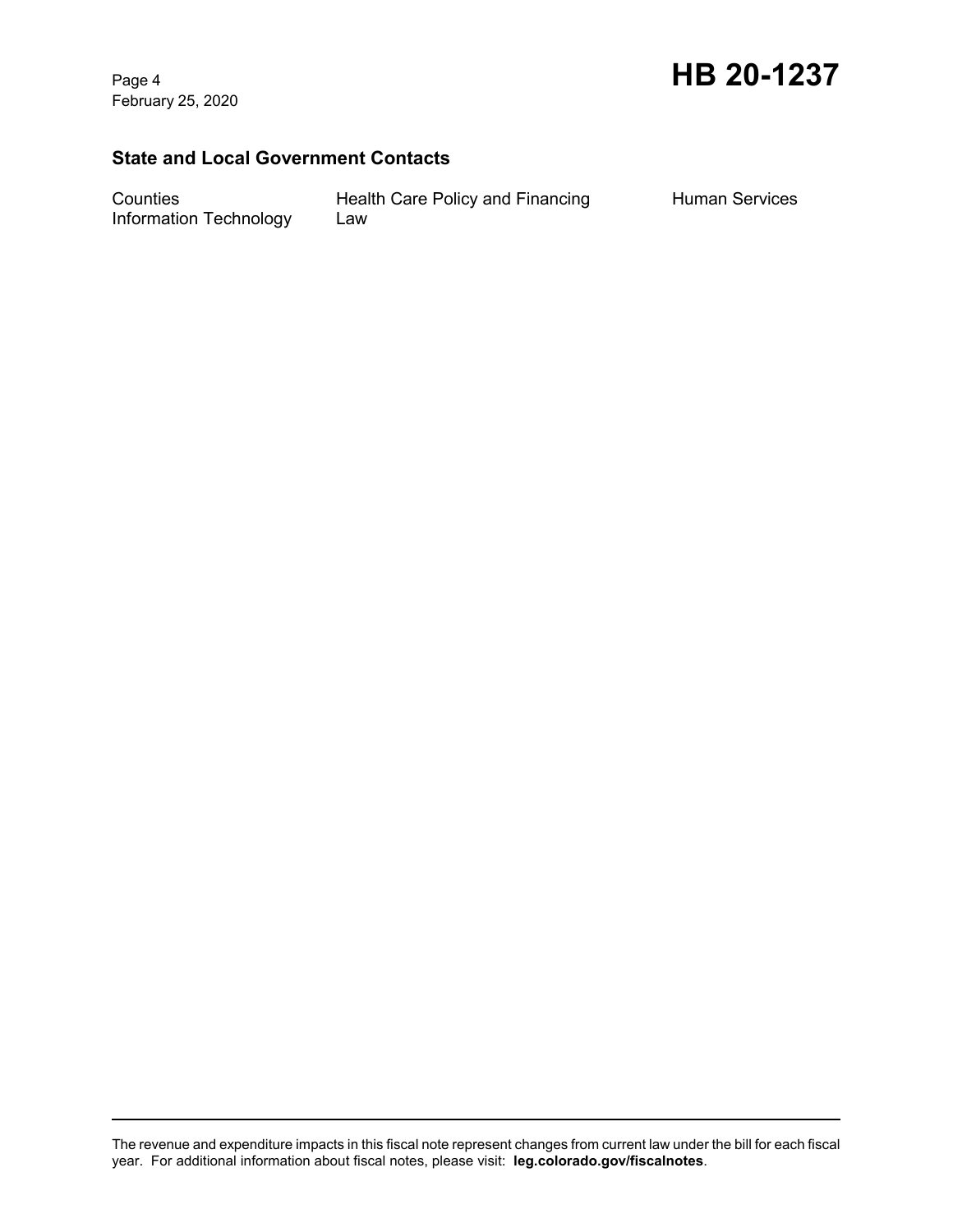## State and Local Government Contacts

| | | |
|---|---|---|
| Counties | Health Care Policy and Financing | Human Services |
| Information Technology | Law | |

The revenue and expenditure impacts in this fiscal note represent changes from current law under the bill for each fiscal year. For additional information about fiscal notes, please visit: **leg.colorado.gov/fiscalnotes**.